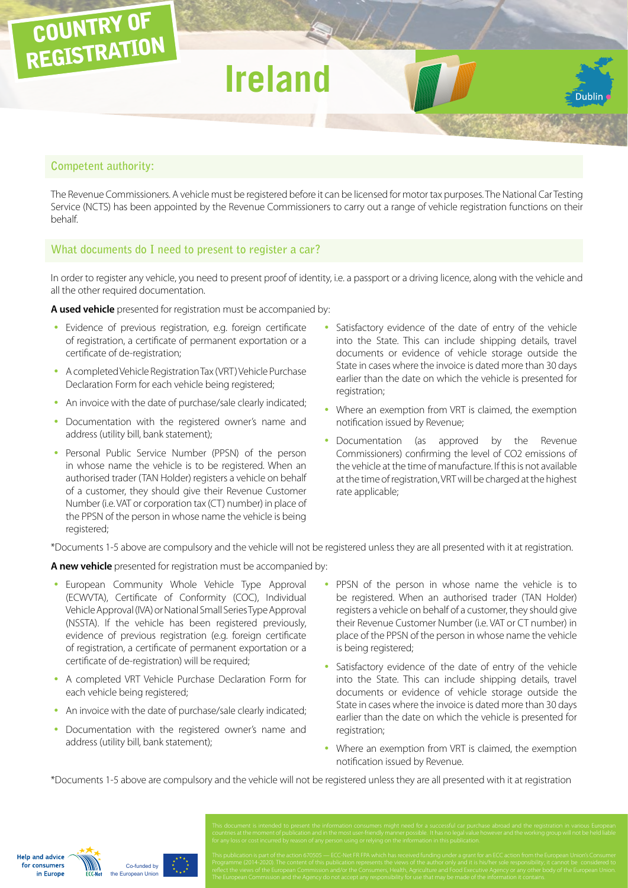COUNTRY OF REGISTRATION

# Ireland

Dublin

## Competent authority:

The Revenue Commissioners. A vehicle must be registered before it can be licensed for motor tax purposes. The National Car Testing Service (NCTS) has been appointed by the Revenue Commissioners to carry out a range of vehicle registration functions on their behalf.

## What documents do I need to present to register a car?

In order to register any vehicle, you need to present proof of identity, i.e. a passport or a driving licence, along with the vehicle and all the other required documentation.

**A used vehicle** presented for registration must be accompanied by:

- Evidence of previous registration, e.g. foreign certificate of registration, a certificate of permanent exportation or a certificate of de-registration;
- A completed Vehicle Registration Tax (VRT) Vehicle Purchase Declaration Form for each vehicle being registered;
- An invoice with the date of purchase/sale clearly indicated;
- Documentation with the registered owner's name and address (utility bill, bank statement);
- Personal Public Service Number (PPSN) of the person in whose name the vehicle is to be registered. When an authorised trader (TAN Holder) registers a vehicle on behalf of a customer, they should give their Revenue Customer Number (i.e. VAT or corporation tax (CT) number) in place of the PPSN of the person in whose name the vehicle is being registered;
- Satisfactory evidence of the date of entry of the vehicle into the State. This can include shipping details, travel documents or evidence of vehicle storage outside the State in cases where the invoice is dated more than 30 days earlier than the date on which the vehicle is presented for registration;
- Where an exemption from VRT is claimed, the exemption notification issued by Revenue;
- Documentation (as approved by the Revenue Commissioners) confirming the level of CO2 emissions of the vehicle at the time of manufacture. If this is not available at the time of registration, VRT will be charged at the highest rate applicable;

*Documents 1-5 above are compulsory and the vehicle will not be registered unless they are all presented with it at registration.

**A new vehicle** presented for registration must be accompanied by:

- European Community Whole Vehicle Type Approval (ECWVTA), Certificate of Conformity (COC), Individual Vehicle Approval (IVA) or National Small Series Type Approval (NSSTA). If the vehicle has been registered previously, evidence of previous registration (e.g. foreign certificate of registration, a certificate of permanent exportation or a certificate of de-registration) will be required;
- A completed VRT Vehicle Purchase Declaration Form for each vehicle being registered;
- An invoice with the date of purchase/sale clearly indicated;
- Documentation with the registered owner's name and address (utility bill, bank statement);
- PPSN of the person in whose name the vehicle is to be registered. When an authorised trader (TAN Holder) registers a vehicle on behalf of a customer, they should give their Revenue Customer Number (i.e. VAT or CT number) in place of the PPSN of the person in whose name the vehicle is being registered;
- Satisfactory evidence of the date of entry of the vehicle into the State. This can include shipping details, travel documents or evidence of vehicle storage outside the State in cases where the invoice is dated more than 30 days earlier than the date on which the vehicle is presented for registration;
- Where an exemption from VRT is claimed, the exemption notification issued by Revenue.

*Documents 1-5 above are compulsory and the vehicle will not be registered unless they are all presented with it at registration

This document is intended to present the information consumers might need for a successful car purchase abroad and the registration in various European countries at the moment of publication and in the most user-friendly manner possible. It has no legal value however and the working group will not be held liable for any loss or cost incurred by reason of any person using or relying on the information in this publication.

This publication is part of the action 670505 — ECC-Net FR FPA which has received funding under a grant for an ECC action from the European Union's Consumer Programme (2014-2020). The content of this publication represents the views of the author only and it is his/her sole responsibility; it cannot be considered to reflect the views of the European Commission and/or the Consumers, Health, Agriculture and Food Executive Agency or any other body of the European Union. The European Commission and the Agency do not accept any responsibility for use that may be made of the information it contains.

Help and advice for consumers in Europe — ECC-Net — Co-funded by the European Union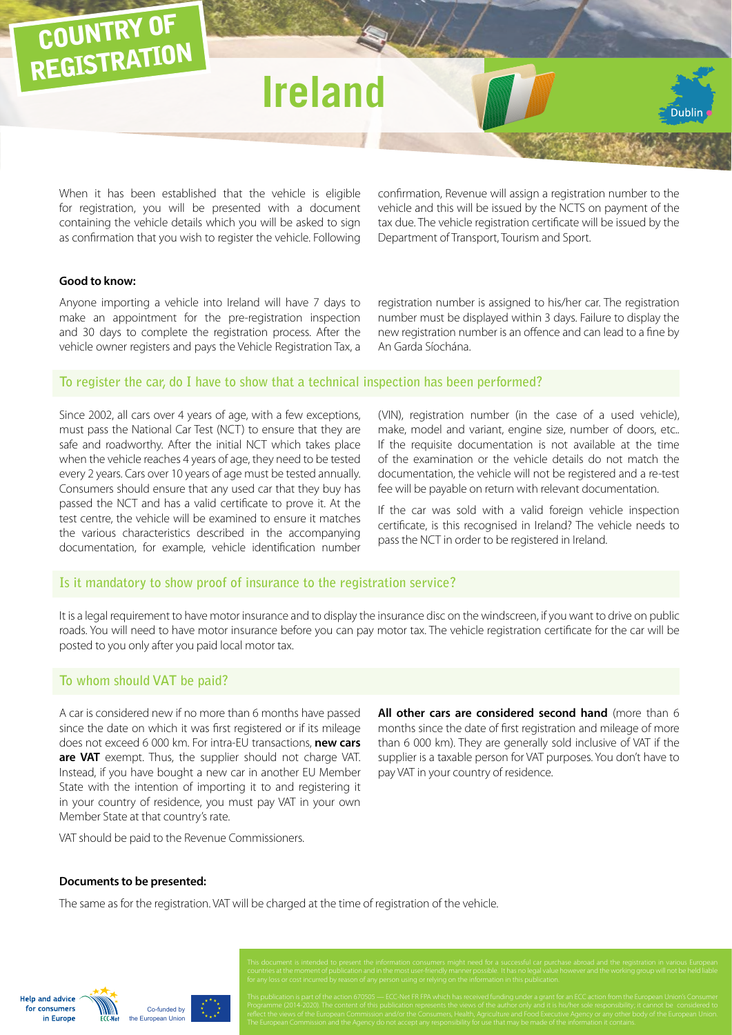# COUNTRY OF REGISTRATION

# Ireland

When it has been established that the vehicle is eligible for registration, you will be presented with a document containing the vehicle details which you will be asked to sign as confirmation that you wish to register the vehicle. Following confirmation, Revenue will assign a registration number to the vehicle and this will be issued by the NCTS on payment of the tax due. The vehicle registration certificate will be issued by the Department of Transport, Tourism and Sport.

**Good to know:**

Anyone importing a vehicle into Ireland will have 7 days to make an appointment for the pre-registration inspection and 30 days to complete the registration process. After the vehicle owner registers and pays the Vehicle Registration Tax, a registration number is assigned to his/her car. The registration number must be displayed within 3 days. Failure to display the new registration number is an offence and can lead to a fine by An Garda Síochána.

## To register the car, do I have to show that a technical inspection has been performed?

Since 2002, all cars over 4 years of age, with a few exceptions, must pass the National Car Test (NCT) to ensure that they are safe and roadworthy. After the initial NCT which takes place when the vehicle reaches 4 years of age, they need to be tested every 2 years. Cars over 10 years of age must be tested annually. Consumers should ensure that any used car that they buy has passed the NCT and has a valid certificate to prove it. At the test centre, the vehicle will be examined to ensure it matches the various characteristics described in the accompanying documentation, for example, vehicle identification number (VIN), registration number (in the case of a used vehicle), make, model and variant, engine size, number of doors, etc.. If the requisite documentation is not available at the time of the examination or the vehicle details do not match the documentation, the vehicle will not be registered and a re-test fee will be payable on return with relevant documentation.

If the car was sold with a valid foreign vehicle inspection certificate, is this recognised in Ireland? The vehicle needs to pass the NCT in order to be registered in Ireland.

## Is it mandatory to show proof of insurance to the registration service?

It is a legal requirement to have motor insurance and to display the insurance disc on the windscreen, if you want to drive on public roads. You will need to have motor insurance before you can pay motor tax. The vehicle registration certificate for the car will be posted to you only after you paid local motor tax.

## To whom should VAT be paid?

A car is considered new if no more than 6 months have passed since the date on which it was first registered or if its mileage does not exceed 6 000 km. For intra-EU transactions, **new cars are VAT** exempt. Thus, the supplier should not charge VAT. Instead, if you have bought a new car in another EU Member State with the intention of importing it to and registering it in your country of residence, you must pay VAT in your own Member State at that country's rate.

VAT should be paid to the Revenue Commissioners.

**All other cars are considered second hand** (more than 6 months since the date of first registration and mileage of more than 6 000 km). They are generally sold inclusive of VAT if the supplier is a taxable person for VAT purposes. You don't have to pay VAT in your country of residence.

**Documents to be presented:**

The same as for the registration. VAT will be charged at the time of registration of the vehicle.

This document is intended to present the information consumers might need for a successful car purchase abroad and the registration in various European countries at the moment of publication and in the most user-friendly manner possible. It has no legal value however and the working group will not be held liable for any loss or cost incurred by reason of any person using or relying on the information in this publication.

This publication is part of the action 670505 — ECC-Net FR FPA which has received funding under a grant for an ECC action from the European Union's Consumer Programme (2014-2020). The content of this publication represents the views of the author only and it is his/her sole responsibility; it cannot be considered to reflect the views of the European Commission and/or the Consumers, Health, Agriculture and Food Executive Agency or any other body of the European Union. The European Commission and the Agency do not accept any responsibility for use that may be made of the information it contains.

Help and advice for consumers in Europe — ECC-Net — Co-funded by the European Union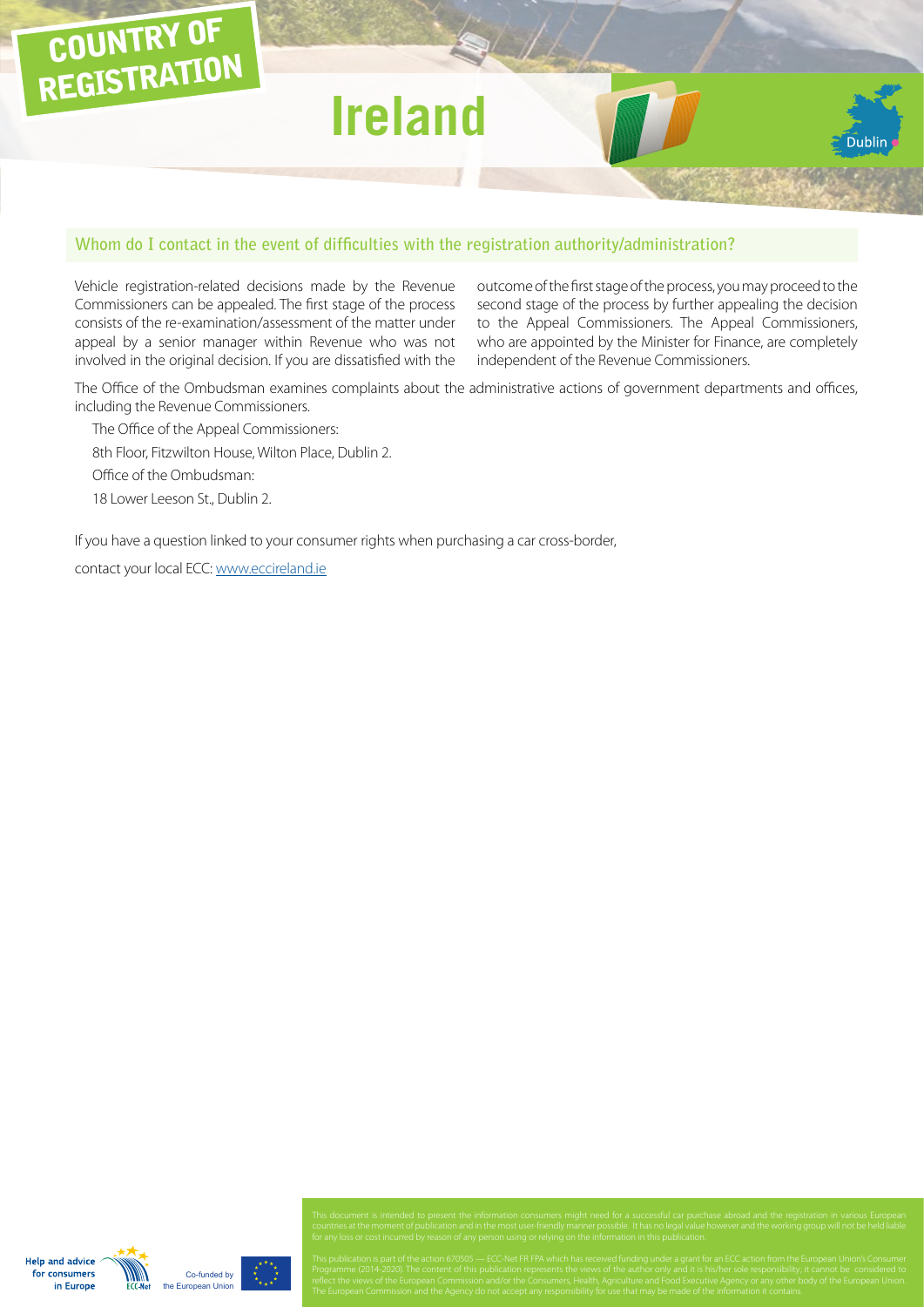# COUNTRY OF REGISTRATION

# Ireland

Dublin

## Whom do I contact in the event of difficulties with the registration authority/administration?

Vehicle registration-related decisions made by the Revenue Commissioners can be appealed. The first stage of the process consists of the re-examination/assessment of the matter under appeal by a senior manager within Revenue who was not involved in the original decision. If you are dissatisfied with the outcome of the first stage of the process, you may proceed to the second stage of the process by further appealing the decision to the Appeal Commissioners. The Appeal Commissioners, who are appointed by the Minister for Finance, are completely independent of the Revenue Commissioners.

The Office of the Ombudsman examines complaints about the administrative actions of government departments and offices, including the Revenue Commissioners.

The Office of the Appeal Commissioners:

8th Floor, Fitzwilton House, Wilton Place, Dublin 2.

Office of the Ombudsman:

18 Lower Leeson St., Dublin 2.

If you have a question linked to your consumer rights when purchasing a car cross-border,

contact your local ECC: www.eccireland.ie

Help and advice for consumers in Europe

ECC-Net

Co-funded by the European Union

This document is intended to present the information consumers might need for a successful car purchase abroad and the registration in various European countries at the moment of publication and in the most user-friendly manner possible. It has no legal value however and the working group will not be held liable for any loss or cost incurred by reason of any person using or relying on the information in this publication.

This publication is part of the action 670505 — ECC-Net FR FPA which has received funding under a grant for an ECC action from the European Union's Consumer Programme (2014-2020). The content of this publication represents the views of the author only and it is his/her sole responsibility; it cannot be considered to reflect the views of the European Commission and/or the Consumers, Health, Agriculture and Food Executive Agency or any other body of the European Union. The European Commission and the Agency do not accept any responsibility for use that may be made of the information it contains.